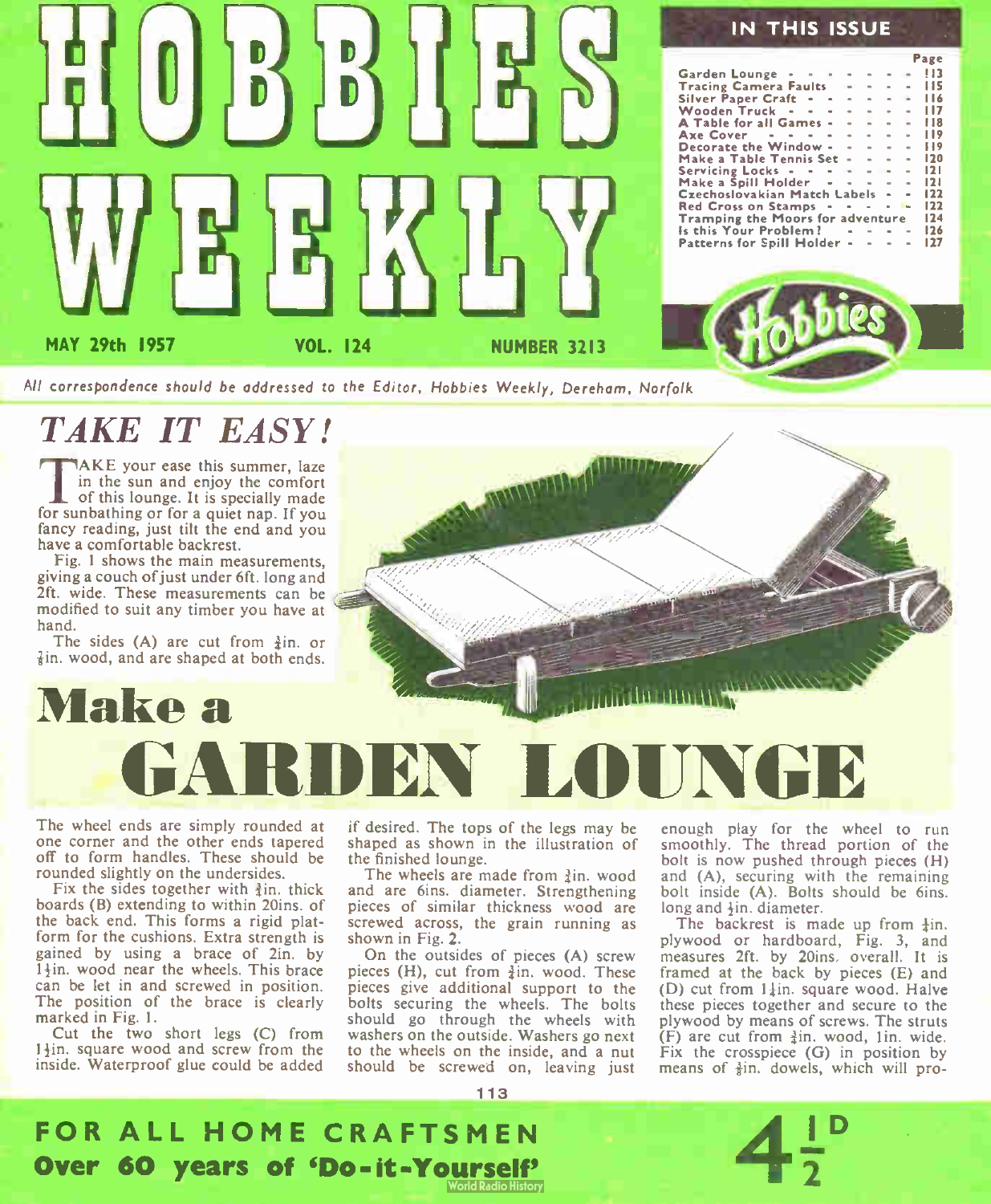# HOBBIES WEEKLY

MAY 29th 1957 VOL. 124 NUMBER 3213

## IN THIS ISSUE

| | Page |
|---|---|
| Garden Lounge | 113 |
| Tracing Camera Faults | 115 |
| Silver Paper Craft | 116 |
| Wooden Truck | 117 |
| A Table for all Games | 118 |
| Axe Cover | 119 |
| Decorate the Window | 119 |
| Make a Table Tennis Set | 120 |
| Servicing Locks | 121 |
| Make a Spill Holder | 121 |
| Czechoslovakian Match Labels | 122 |
| Red Cross on Stamps | 122 |
| Tramping the Moors for adventure | 124 |
| Is this Your Problem? | 126 |
| Patterns for Spill Holder | 127 |

*All correspondence should be addressed to the Editor, Hobbies Weekly, Dereham, Norfolk*

## *TAKE IT EASY!*

# Make a GARDEN LOUNGE

TAKE your ease this summer, laze in the sun and enjoy the comfort of this lounge. It is specially made for sunbathing or for a quiet nap. If you fancy reading, just tilt the end and you have a comfortable backrest.

Fig. 1 shows the main measurements, giving a couch of just under 6ft. long and 2ft. wide. These measurements can be modified to suit any timber you have at hand.

The sides (A) are cut from ¾in. or ⅞in. wood, and are shaped at both ends. The wheel ends are simply rounded at one corner and the other ends tapered off to form handles. These should be rounded slightly on the undersides.

Fix the sides together with ¾in. thick boards (B) extending to within 20ins. of the back end. This forms a rigid platform for the cushions. Extra strength is gained by using a brace of 2in. by 1½in. wood near the wheels. This brace can be let in and screwed in position. The position of the brace is clearly marked in Fig. 1.

Cut the two short legs (C) from 1½in. square wood and screw from the inside. Waterproof glue could be added if desired. The tops of the legs may be shaped as shown in the illustration of the finished lounge.

The wheels are made from ¾in. wood and are 6ins. diameter. Strengthening pieces of similar thickness wood are screwed across, the grain running as shown in Fig. 2.

On the outsides of pieces (A) screw pieces (H), cut from ¾in. wood. These pieces give additional support to the bolts securing the wheels. The bolts should go through the wheels with washers on the outside. Washers go next to the wheels on the inside, and a nut should be screwed on, leaving just enough play for the wheel to run smoothly. The thread portion of the bolt is now pushed through pieces (H) and (A), securing with the remaining bolt inside (A). Bolts should be 6ins. long and ½in. diameter.

The backrest is made up from ¼in. plywood or hardboard, Fig. 3, and measures 2ft. by 20ins. overall. It is framed at the back by pieces (E) and (D) cut from 1¼in. square wood. Halve these pieces together and secure to the plywood by means of screws. The struts (F) are cut from ¾in. wood, 1in. wide. Fix the crosspiece (G) in position by means of ⅜in. dowels, which will pro-

**FOR ALL HOME CRAFTSMEN**

**Over 60 years of 'Do-it-Yourself'**

4½D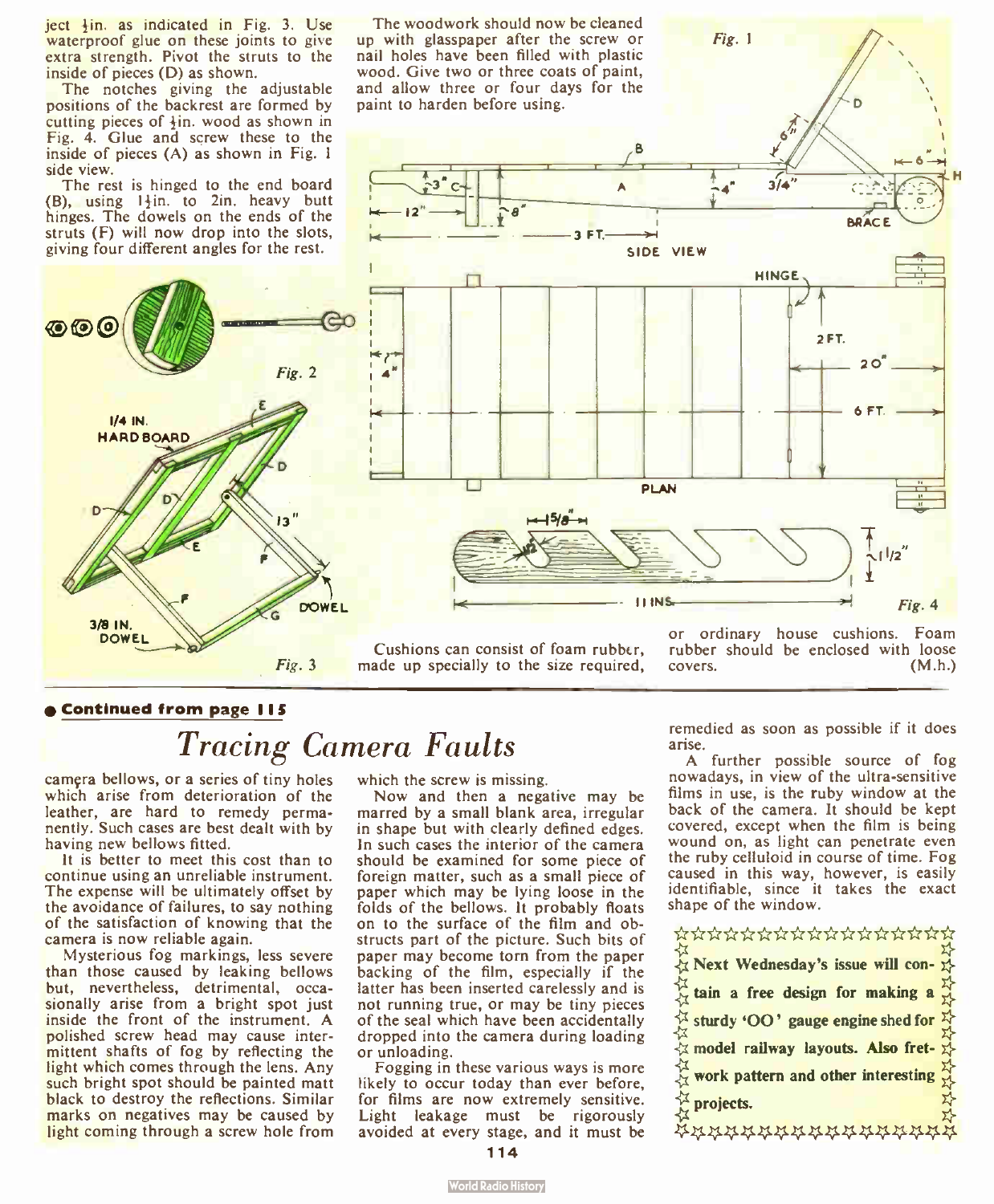ject ¼in. as indicated in Fig. 3. Use waterproof glue on these joints to give extra strength. Pivot the struts to the inside of pieces (D) as shown.

The notches giving the adjustable positions of the backrest are formed by cutting pieces of ½in. wood as shown in Fig. 4. Glue and screw these to the inside of pieces (A) as shown in Fig. 1 side view.

The rest is hinged to the end board (B), using 1½in. to 2in. heavy butt hinges. The dowels on the ends of the struts (F) will now drop into the slots, giving four different angles for the rest.

The woodwork should now be cleaned up with glasspaper after the screw or nail holes have been filled with plastic wood. Give two or three coats of paint, and allow three or four days for the paint to harden before using.

Cushions can consist of foam rubber, made up specially to the size required, or ordinary house cushions. Foam rubber should be enclosed with loose covers. (M.h.)

● **Continued from page 115**

# *Tracing Camera Faults*

camera bellows, or a series of tiny holes which arise from deterioration of the leather, are hard to remedy permanently. Such cases are best dealt with by having new bellows fitted.

It is better to meet this cost than to continue using an unreliable instrument. The expense will be ultimately offset by the avoidance of failures, to say nothing of the satisfaction of knowing that the camera is now reliable again.

Mysterious fog markings, less severe than those caused by leaking bellows but, nevertheless, detrimental, occasionally arise from a bright spot just inside the front of the instrument. A polished screw head may cause intermittent shafts of fog by reflecting the light which comes through the lens. Any such bright spot should be painted matt black to destroy the reflections. Similar marks on negatives may be caused by light coming through a screw hole from which the screw is missing.

Now and then a negative may be marred by a small blank area, irregular in shape but with clearly defined edges. In such cases the interior of the camera should be examined for some piece of foreign matter, such as a small piece of paper which may be lying loose in the folds of the bellows. It probably floats on to the surface of the film and obstructs part of the picture. Such bits of paper may become torn from the paper backing of the film, especially if the latter has been inserted carelessly and is not running true, or may be tiny pieces of the seal which have been accidentally dropped into the camera during loading or unloading.

Fogging in these various ways is more likely to occur today than ever before, for films are now extremely sensitive. Light leakage must be rigorously avoided at every stage, and it must be remedied as soon as possible if it does arise.

A further possible source of fog nowadays, in view of the ultra-sensitive films in use, is the ruby window at the back of the camera. It should be kept covered, except when the film is being wound on, as light can penetrate even the ruby celluloid in course of time. Fog caused in this way, however, is easily identifiable, since it takes the exact shape of the window.

**Next Wednesday's issue will contain a free design for making a sturdy 'OO' gauge engine shed for model railway layouts. Also fretwork pattern and other interesting projects.**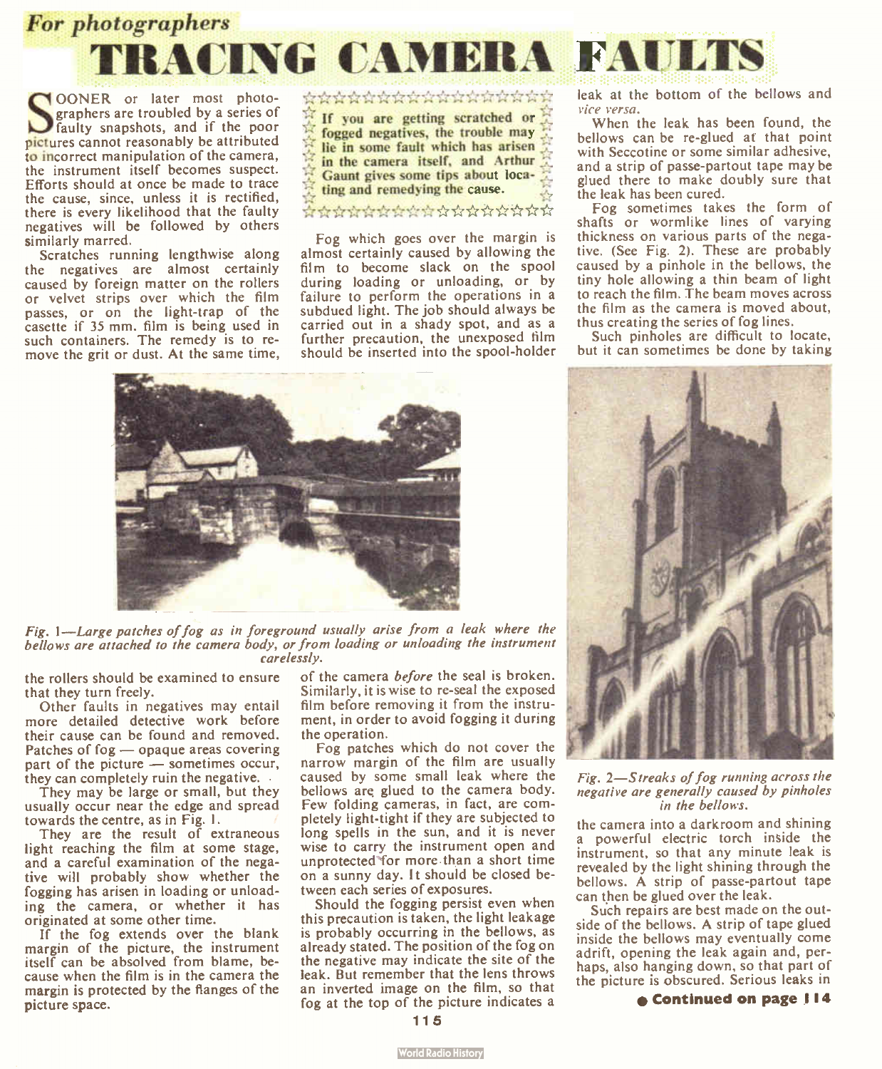*For photographers*

# TRACING CAMERA FAULTS

**If you are getting scratched or fogged negatives, the trouble may lie in some fault which has arisen in the camera itself, and Arthur Gaunt gives some tips about locating and remedying the cause.**

SOONER or later most photographers are troubled by a series of faulty snapshots, and if the poor pictures cannot reasonably be attributed to incorrect manipulation of the camera, the instrument itself becomes suspect. Efforts should at once be made to trace the cause, since, unless it is rectified, there is every likelihood that the faulty negatives will be followed by others similarly marred.

Scratches running lengthwise along the negatives are almost certainly caused by foreign matter on the rollers or velvet strips over which the film passes, or on the light-trap of the casette if 35 mm. film is being used in such containers. The remedy is to remove the grit or dust. At the same time, the rollers should be examined to ensure that they turn freely.

Other faults in negatives may entail more detailed detective work before their cause can be found and removed. Patches of fog — opaque areas covering part of the picture — sometimes occur, they can completely ruin the negative.

They may be large or small, but they usually occur near the edge and spread towards the centre, as in Fig. 1.

They are the result of extraneous light reaching the film at some stage, and a careful examination of the negative will probably show whether the fogging has arisen in loading or unloading the camera, or whether it has originated at some other time.

If the fog extends over the blank margin of the picture, the instrument itself can be absolved from blame, because when the film is in the camera the margin is protected by the flanges of the picture space.

Fog which goes over the margin is almost certainly caused by allowing the film to become slack on the spool during loading or unloading, or by failure to perform the operations in a subdued light. The job should always be carried out in a shady spot, and as a further precaution, the unexposed film should be inserted into the spool-holder of the camera *before* the seal is broken. Similarly, it is wise to re-seal the exposed film before removing it from the instrument, in order to avoid fogging it during the operation.

*Fig. 1—Large patches of fog as in foreground usually arise from a leak where the bellows are attached to the camera body, or from loading or unloading the instrument carelessly.*

Fog patches which do not cover the narrow margin of the film are usually caused by some small leak where the bellows are glued to the camera body. Few folding cameras, in fact, are completely light-tight if they are subjected to long spells in the sun, and it is never wise to carry the instrument open and unprotected for more than a short time on a sunny day. It should be closed between each series of exposures.

Should the fogging persist even when this precaution is taken, the light leakage is probably occurring in the bellows, as already stated. The position of the fog on the negative may indicate the site of the leak. But remember that the lens throws an inverted image on the film, so that fog at the top of the picture indicates a leak at the bottom of the bellows and *vice versa*.

When the leak has been found, the bellows can be re-glued at that point with Seccotine or some similar adhesive, and a strip of passe-partout tape may be glued there to make doubly sure that the leak has been cured.

Fog sometimes takes the form of shafts or wormlike lines of varying thickness on various parts of the negative. (See Fig. 2). These are probably caused by a pinhole in the bellows, the tiny hole allowing a thin beam of light to reach the film. The beam moves across the film as the camera is moved about, thus creating the series of fog lines.

Such pinholes are difficult to locate, but it can sometimes be done by taking the camera into a darkroom and shining a powerful electric torch inside the instrument, so that any minute leak is revealed by the light shining through the bellows. A strip of passe-partout tape can then be glued over the leak.

*Fig. 2—Streaks of fog running across the negative are generally caused by pinholes in the bellows.*

Such repairs are best made on the outside of the bellows. A strip of tape glued inside the bellows may eventually come adrift, opening the leak again and, perhaps, also hanging down, so that part of the picture is obscured. Serious leaks in

**● Continued on page 114**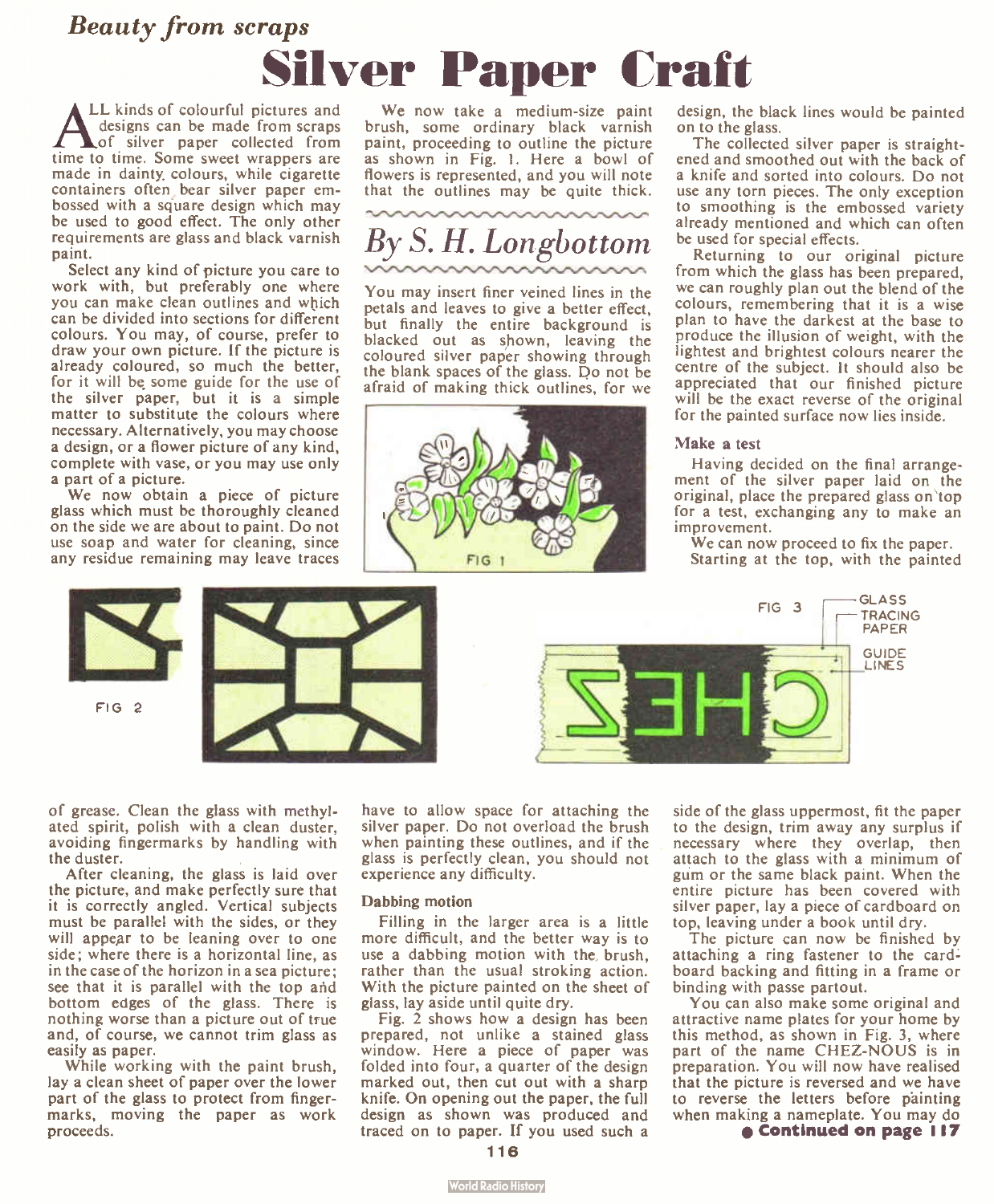*Beauty from scraps*

# Silver Paper Craft

## *By S. H. Longbottom*

ALL kinds of colourful pictures and designs can be made from scraps of silver paper collected from time to time. Some sweet wrappers are made in dainty colours, while cigarette containers often bear silver paper embossed with a square design which may be used to good effect. The only other requirements are glass and black varnish paint.

Select any kind of picture you care to work with, but preferably one where you can make clean outlines and which can be divided into sections for different colours. You may, of course, prefer to draw your own picture. If the picture is already coloured, so much the better, for it will be some guide for the use of the silver paper, but it is a simple matter to substitute the colours where necessary. Alternatively, you may choose a design, or a flower picture of any kind, complete with vase, or you may use only a part of a picture.

We now obtain a piece of picture glass which must be thoroughly cleaned on the side we are about to paint. Do not use soap and water for cleaning, since any residue remaining may leave traces of grease. Clean the glass with methylated spirit, polish with a clean duster, avoiding fingermarks by handling with the duster.

After cleaning, the glass is laid over the picture, and make perfectly sure that it is correctly angled. Vertical subjects must be parallel with the sides, or they will appear to be leaning over to one side; where there is a horizontal line, as in the case of the horizon in a sea picture; see that it is parallel with the top and bottom edges of the glass. There is nothing worse than a picture out of true and, of course, we cannot trim glass as easily as paper.

While working with the paint brush, lay a clean sheet of paper over the lower part of the glass to protect from fingermarks, moving the paper as work proceeds.

We now take a medium-size paint brush, some ordinary black varnish paint, proceeding to outline the picture as shown in Fig. 1. Here a bowl of flowers is represented, and you will note that the outlines may be quite thick. You may insert finer veined lines in the petals and leaves to give a better effect, but finally the entire background is blacked out as shown, leaving the coloured silver paper showing through the blank spaces of the glass. Do not be afraid of making thick outlines, for we have to allow space for attaching the silver paper. Do not overload the brush when painting these outlines, and if the glass is perfectly clean, you should not experience any difficulty.

FIG 1

### Dabbing motion

Filling in the larger area is a little more difficult, and the better way is to use a dabbing motion with the brush, rather than the usual stroking action. With the picture painted on the sheet of glass, lay aside until quite dry.

Fig. 2 shows how a design has been prepared, not unlike a stained glass window. Here a piece of paper was folded into four, a quarter of the design marked out, then cut out with a sharp knife. On opening out the paper, the full design as shown was produced and traced on to paper. If you used such a design, the black lines would be painted on to the glass.

FIG 2

The collected silver paper is straightened and smoothed out with the back of a knife and sorted into colours. Do not use any torn pieces. The only exception to smoothing is the embossed variety already mentioned and which can often be used for special effects.

Returning to our original picture from which the glass has been prepared, we can roughly plan out the blend of the colours, remembering that it is a wise plan to have the darkest at the base to produce the illusion of weight, with the lightest and brightest colours nearer the centre of the subject. It should also be appreciated that our finished picture will be the exact reverse of the original for the painted surface now lies inside.

### Make a test

Having decided on the final arrangement of the silver paper laid on the original, place the prepared glass on top for a test, exchanging any to make an improvement.

We can now proceed to fix the paper. Starting at the top, with the painted side of the glass uppermost, fit the paper to the design, trim away any surplus if necessary where they overlap, then attach to the glass with a minimum of gum or the same black paint. When the entire picture has been covered with silver paper, lay a piece of cardboard on top, leaving under a book until dry.

The picture can now be finished by attaching a ring fastener to the cardboard backing and fitting in a frame or binding with passe partout.

FIG 3 — GLASS, TRACING PAPER, GUIDE LINES

You can also make some original and attractive name plates for your home by this method, as shown in Fig. 3, where part of the name CHEZ-NOUS is in preparation. You will now have realised that the picture is reversed and we have to reverse the letters before painting when making a nameplate. You may do

**● Continued on page 117**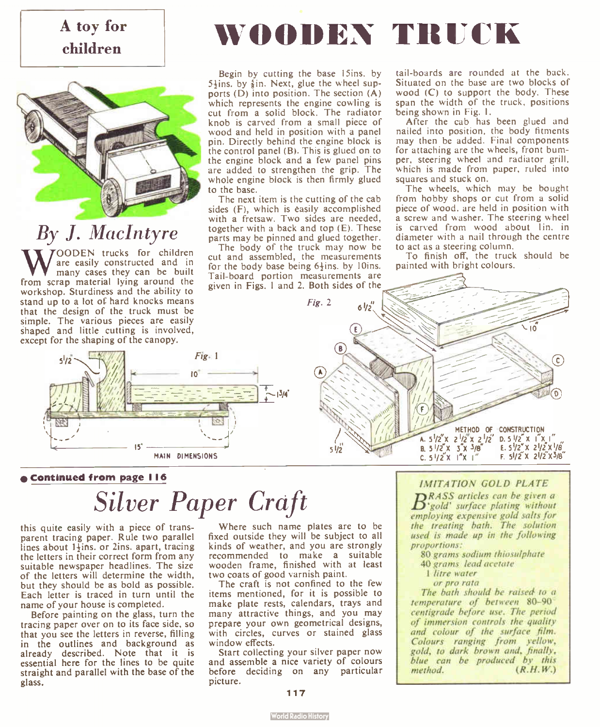# A toy for children

# WOODEN TRUCK

## By J. MacIntyre

WOODEN trucks for children are easily constructed and in many cases they can be built from scrap material lying around the workshop. Sturdiness and the ability to stand up to a lot of hard knocks means that the design of the truck must be simple. The various pieces are easily shaped and little cutting is involved, except for the shaping of the canopy.

Begin by cutting the base 15ins. by 5½ins. by ⅝in. Next, glue the wheel supports (D) into position. The section (A) which represents the engine cowling is cut from a solid block. The radiator knob is carved from a small piece of wood and held in position with a panel pin. Directly behind the engine block is the control panel (B). This is glued on to the engine block and a few panel pins are added to strengthen the grip. The whole engine block is then firmly glued to the base.

The next item is the cutting of the cab sides (F), which is easily accomplished with a fretsaw. Two sides are needed, together with a back and top (E). These parts may be pinned and glued together.

The body of the truck may now be cut and assembled, the measurements for the body base being 6½ins. by 10ins. Tail-board portion measurements are given in Figs. 1 and 2. Both sides of the tail-boards are rounded at the back. Situated on the base are two blocks of wood (C) to support the body. These span the width of the truck, positions being shown in Fig. 1.

After the cab has been glued and nailed into position, the body fitments may then be added. Final components for attaching are the wheels, front bumper, steering wheel and radiator grill, which is made from paper, ruled into squares and stuck on.

The wheels, which may be bought from hobby shops or cut from a solid piece of wood, are held in position with a screw and washer. The steering wheel is carved from wood about 1in. in diameter with a nail through the centre to act as a steering column.

To finish off, the truck should be painted with bright colours.

Fig. 1 — MAIN DIMENSIONS (5½", 10", 1¾", 15")

Fig. 2 — METHOD OF CONSTRUCTION (6½", 10", 5½")

A. 5½" x 2½" x 2½"
B. 5½" x 3" x ⅜"
C. 5½" x 1" x 1"
D. 5½" x 1" x 1"
E. 5½" x 2½" x ⅛"
F. 5½" x 2½" x ⅜"

● **Continued from page 116**

# *Silver Paper Craft*

this quite easily with a piece of transparent tracing paper. Rule two parallel lines about 1½ins. or 2ins. apart, tracing the letters in their correct form from any suitable newspaper headlines. The size of the letters will determine the width, but they should be as bold as possible. Each letter is traced in turn until the name of your house is completed.

Before painting on the glass, turn the tracing paper over on to its face side, so that you see the letters in reverse, filling in the outlines and background as already described. Note that it is essential here for the lines to be quite straight and parallel with the base of the glass.

Where such name plates are to be fixed outside they will be subject to all kinds of weather, and you are strongly recommended to make a suitable wooden frame, finished with at least two coats of good varnish paint.

The craft is not confined to the few items mentioned, for it is possible to make plate rests, calendars, trays and many attractive things, and you may prepare your own geometrical designs, with circles, curves or stained glass window effects.

Start collecting your silver paper now and assemble a nice variety of colours before deciding on any particular picture.

### *IMITATION GOLD PLATE*

*BRASS articles can be given a 'gold' surface plating without employing expensive gold salts for the treating bath. The solution used is made up in the following proportions:*

*80 grams sodium thiosulphate*
*40 grams lead acetate*
*1 litre water*
*or pro rata*

*The bath should be raised to a temperature of between 80–90° centigrade before use. The period of immersion controls the quality and colour of the surface film. Colours ranging from yellow, gold, to dark brown and, finally, blue can be produced by this method.* *(R.H.W.)*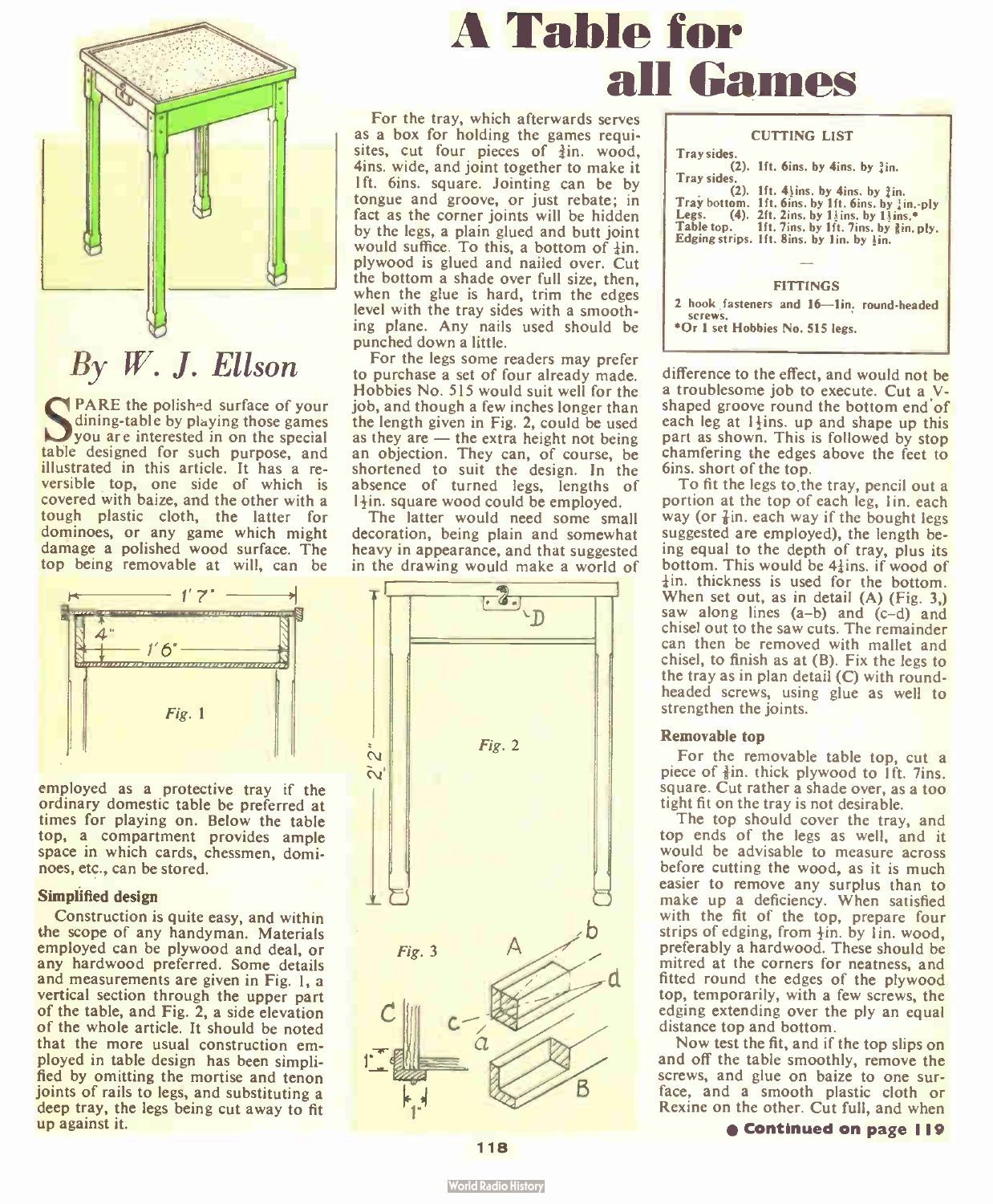# A Table for all Games

## By W. J. Ellson

SPARE the polished surface of your dining-table by playing those games you are interested in on the special table designed for such purpose, and illustrated in this article. It has a reversible top, one side of which is covered with baize, and the other with a tough plastic cloth, the latter for dominoes, or any game which might damage a polished wood surface. The top being removable at will, can be employed as a protective tray if the ordinary domestic table be preferred at times for playing on. Below the table top, a compartment provides ample space in which cards, chessmen, dominoes, etc., can be stored.

### Simplified design

Construction is quite easy, and within the scope of any handyman. Materials employed can be plywood and deal, or any hardwood preferred. Some details and measurements are given in Fig. 1, a vertical section through the upper part of the table, and Fig. 2, a side elevation of the whole article. It should be noted that the more usual construction employed in table design has been simplified by omitting the mortise and tenon joints of rails to legs, and substituting a deep tray, the legs being cut away to fit up against it.

Fig. 1

For the tray, which afterwards serves as a box for holding the games requisites, cut four pieces of ⅜in. wood, 4ins. wide, and joint together to make it 1ft. 6ins. square. Jointing can be by tongue and groove, or just rebate; in fact as the corner joints will be hidden by the legs, a plain glued and butt joint would suffice. To this, a bottom of ¼in. plywood is glued and nailed over. Cut the bottom a shade over full size, then, when the glue is hard, trim the edges level with the tray sides with a smoothing plane. Any nails used should be punched down a little.

For the legs some readers may prefer to purchase a set of four already made. Hobbies No. 515 would suit well for the job, and though a few inches longer than the length given in Fig. 2, could be used as they are — the extra height not being an objection. They can, of course, be shortened to suit the design. In the absence of turned legs, lengths of 1½in. square wood could be employed.

The latter would need some small decoration, being plain and somewhat heavy in appearance, and that suggested in the drawing would make a world of difference to the effect, and would not be a troublesome job to execute. Cut a V-shaped groove round the bottom end of each leg at 1½ins. up and shape up this part as shown. This is followed by stop chamfering the edges above the feet to 6ins. short of the top.

Fig. 2

Fig. 3

| CUTTING LIST |
|---|
| Tray sides. (2). 1ft. 6ins. by 4ins. by ⅜in. |
| Tray sides. (2). 1ft. 4¼ins. by 4ins. by ⅜in. |
| Tray bottom. 1ft. 6ins. by 1ft. 6ins. by ¼in.-ply |
| Legs. (4). 2ft. 2ins. by 1½ins. by 1½ins.* |
| Table top. 1ft. 7ins. by 1ft. 7ins. by ⅜in. ply. |
| Edging strips. 1ft. 8ins. by 1in. by ¼in. |

**FITTINGS**

2 hook fasteners and 16—1in. round-headed screws.

*Or 1 set Hobbies No. 515 legs.

To fit the legs to the tray, pencil out a portion at the top of each leg, 1in. each way (or ⅞in. each way if the bought legs suggested are employed), the length being equal to the depth of tray, plus its bottom. This would be 4¼ins. if wood of ¼in. thickness is used for the bottom. When set out, as in detail (A) (Fig. 3,) saw along lines (a–b) and (c–d) and chisel out to the saw cuts. The remainder can then be removed with mallet and chisel, to finish as at (B). Fix the legs to the tray as in plan detail (C) with round-headed screws, using glue as well to strengthen the joints.

### Removable top

For the removable table top, cut a piece of ⅜in. thick plywood to 1ft. 7ins. square. Cut rather a shade over, as a too tight fit on the tray is not desirable.

The top should cover the tray, and top ends of the legs as well, and it would be advisable to measure across before cutting the wood, as it is much easier to remove any surplus than to make up a deficiency. When satisfied with the fit of the top, prepare four strips of edging, from ¼in. by 1in. wood, preferably a hardwood. These should be mitred at the corners for neatness, and fitted round the edges of the plywood top, temporarily, with a few screws, the edging extending over the ply an equal distance top and bottom.

Now test the fit, and if the top slips on and off the table smoothly, remove the screws, and glue on baize to one surface, and a smooth plastic cloth or Rexine on the other. Cut full, and when

**Continued on page 119**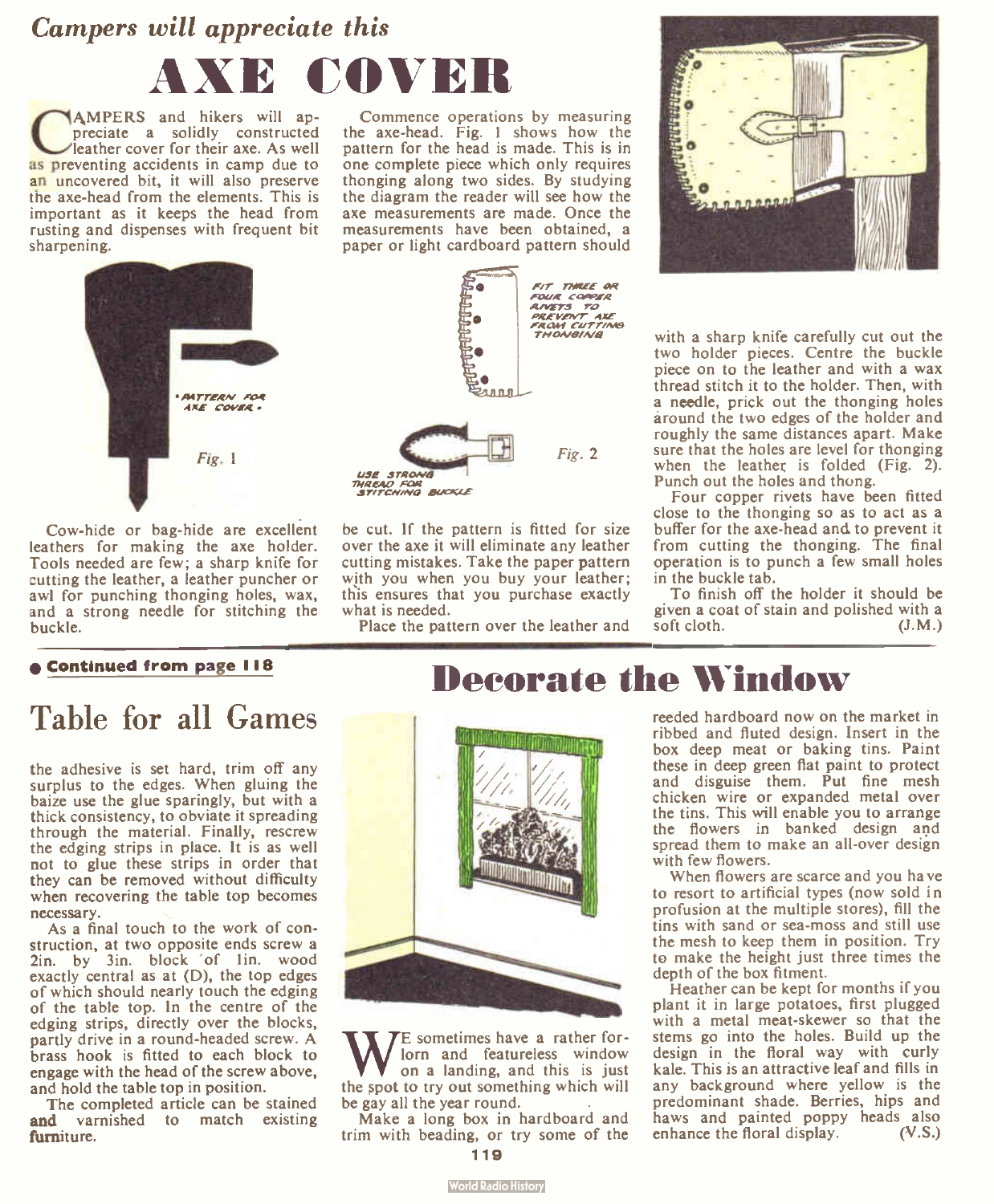*Campers will appreciate this*

# AXE COVER

CAMPERS and hikers will appreciate a solidly constructed leather cover for their axe. As well as preventing accidents in camp due to an uncovered bit, it will also preserve the axe-head from the elements. This is important as it keeps the head from rusting and dispenses with frequent bit sharpening.

PATTERN FOR AXE COVER

Fig. 1

Cow-hide or bag-hide are excellent leathers for making the axe holder. Tools needed are few; a sharp knife for cutting the leather, a leather puncher or awl for punching thonging holes, wax, and a strong needle for stitching the buckle.

Commence operations by measuring the axe-head. Fig. 1 shows how the pattern for the head is made. This is in one complete piece which only requires thonging along two sides. By studying the diagram the reader will see how the axe measurements are made. Once the measurements have been obtained, a paper or light cardboard pattern should be cut. If the pattern is fitted for size over the axe it will eliminate any leather cutting mistakes. Take the paper pattern with you when you buy your leather; this ensures that you purchase exactly what is needed.

FIT THREE OR FOUR COPPER RIVETS TO PREVENT AXE FROM CUTTING THONGING

USE STRONG THREAD FOR STITCHING BUCKLE

Fig. 2

Place the pattern over the leather and with a sharp knife carefully cut out the two holder pieces. Centre the buckle piece on to the leather and with a wax thread stitch it to the holder. Then, with a needle, prick out the thonging holes around the two edges of the holder and roughly the same distances apart. Make sure that the holes are level for thonging when the leather is folded (Fig. 2). Punch out the holes and thong.

Four copper rivets have been fitted close to the thonging so as to act as a buffer for the axe-head and to prevent it from cutting the thonging. The final operation is to punch a few small holes in the buckle tab.

To finish off the holder it should be given a coat of stain and polished with a soft cloth. (J.M.)

---

**Continued from page 118**

## Table for all Games

the adhesive is set hard, trim off any surplus to the edges. When gluing the baize use the glue sparingly, but with a thick consistency, to obviate it spreading through the material. Finally, rescrew the edging strips in place. It is as well not to glue these strips in order that they can be removed without difficulty when recovering the table top becomes necessary.

As a final touch to the work of construction, at two opposite ends screw a 2in. by 3in. block of 1in. wood exactly central as at (D), the top edges of which should nearly touch the edging of the table top. In the centre of the edging strips, directly over the blocks, partly drive in a round-headed screw. A brass hook is fitted to each block to engage with the head of the screw above, and hold the table top in position.

The completed article can be stained and varnished to match existing furniture.

---

# Decorate the Window

WE sometimes have a rather forlorn and featureless window on a landing, and this is just the spot to try out something which will be gay all the year round.

Make a long box in hardboard and trim with beading, or try some of the reeded hardboard now on the market in ribbed and fluted design. Insert in the box deep meat or baking tins. Paint these in deep green flat paint to protect and disguise them. Put fine mesh chicken wire or expanded metal over the tins. This will enable you to arrange the flowers in banked design and spread them to make an all-over design with few flowers.

When flowers are scarce and you have to resort to artificial types (now sold in profusion at the multiple stores), fill the tins with sand or sea-moss and still use the mesh to keep them in position. Try to make the height just three times the depth of the box fitment.

Heather can be kept for months if you plant it in large potatoes, first plugged with a metal meat-skewer so that the stems go into the holes. Build up the design in the floral way with curly kale. This is an attractive leaf and fills in any background where yellow is the predominant shade. Berries, hips and haws and painted poppy heads also enhance the floral display. (V.S.)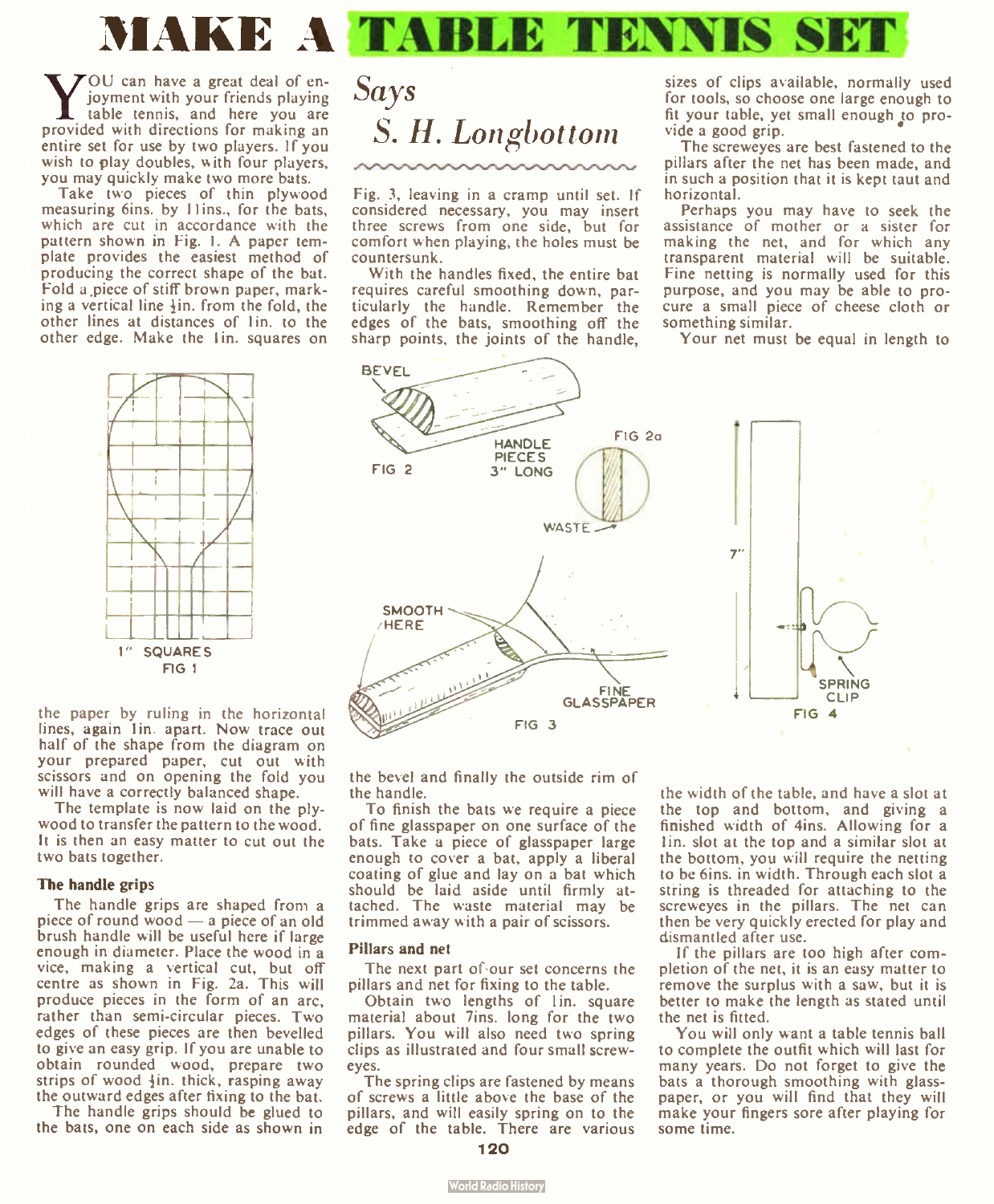# MAKE A TABLE TENNIS SET

*Says S. H. Longbottom*

YOU can have a great deal of enjoyment with your friends playing table tennis, and here you are provided with directions for making an entire set for use by two players. If you wish to play doubles, with four players, you may quickly make two more bats.

Take two pieces of thin plywood measuring 6ins. by 11ins., for the bats, which are cut in accordance with the pattern shown in Fig. 1. A paper template provides the easiest method of producing the correct shape of the bat. Fold a piece of stiff brown paper, marking a vertical line ½in. from the fold, the other lines at distances of 1in. to the other edge. Make the 1in. squares on the paper by ruling in the horizontal lines, again 1in. apart. Now trace out half of the shape from the diagram on your prepared paper, cut out with scissors and on opening the fold you will have a correctly balanced shape.

1" SQUARES FIG 1

The template is now laid on the plywood to transfer the pattern to the wood. It is then an easy matter to cut out the two bats together.

### The handle grips

The handle grips are shaped from a piece of round wood — a piece of an old brush handle will be useful here if large enough in diameter. Place the wood in a vice, making a vertical cut, but off centre as shown in Fig. 2a. This will produce pieces in the form of an arc, rather than semi-circular pieces. Two edges of these pieces are then bevelled to give an easy grip. If you are unable to obtain rounded wood, prepare two strips of wood ½in. thick, rasping away the outward edges after fixing to the bat.

The handle grips should be glued to the bats, one on each side as shown in Fig. 3, leaving in a cramp until set. If considered necessary, you may insert three screws from one side, but for comfort when playing, the holes must be countersunk.

With the handles fixed, the entire bat requires careful smoothing down, particularly the handle. Remember the edges of the bats, smoothing off the sharp points, the joints of the handle, the bevel and finally the outside rim of the handle.

BEVEL — HANDLE PIECES 3" LONG — FIG 2 — FIG 2a — WASTE

SMOOTH HERE — FINE GLASSPAPER — FIG 3

7" — SPRING CLIP — FIG 4

To finish the bats we require a piece of fine glasspaper on one surface of the bats. Take a piece of glasspaper large enough to cover a bat, apply a liberal coating of glue and lay on a bat which should be laid aside until firmly attached. The waste material may be trimmed away with a pair of scissors.

### Pillars and net

The next part of our set concerns the pillars and net for fixing to the table.

Obtain two lengths of 1in. square material about 7ins. long for the two pillars. You will also need two spring clips as illustrated and four small screweyes.

The spring clips are fastened by means of screws a little above the base of the pillars, and will easily spring on to the edge of the table. There are various sizes of clips available, normally used for tools, so choose one large enough to fit your table, yet small enough to provide a good grip.

The screweyes are best fastened to the pillars after the net has been made, and in such a position that it is kept taut and horizontal.

Perhaps you may have to seek the assistance of mother or a sister for making the net, and for which any transparent material will be suitable. Fine netting is normally used for this purpose, and you may be able to procure a small piece of cheese cloth or something similar.

Your net must be equal in length to the width of the table, and have a slot at the top and bottom, and giving a finished width of 4ins. Allowing for a 1in. slot at the top and a similar slot at the bottom, you will require the netting to be 6ins. in width. Through each slot a string is threaded for attaching to the screweyes in the pillars. The net can then be very quickly erected for play and dismantled after use.

If the pillars are too high after completion of the net, it is an easy matter to remove the surplus with a saw, but it is better to make the length as stated until the net is fitted.

You will only want a table tennis ball to complete the outfit which will last for many years. Do not forget to give the bats a thorough smoothing with glasspaper, or you will find that they will make your fingers sore after playing for some time.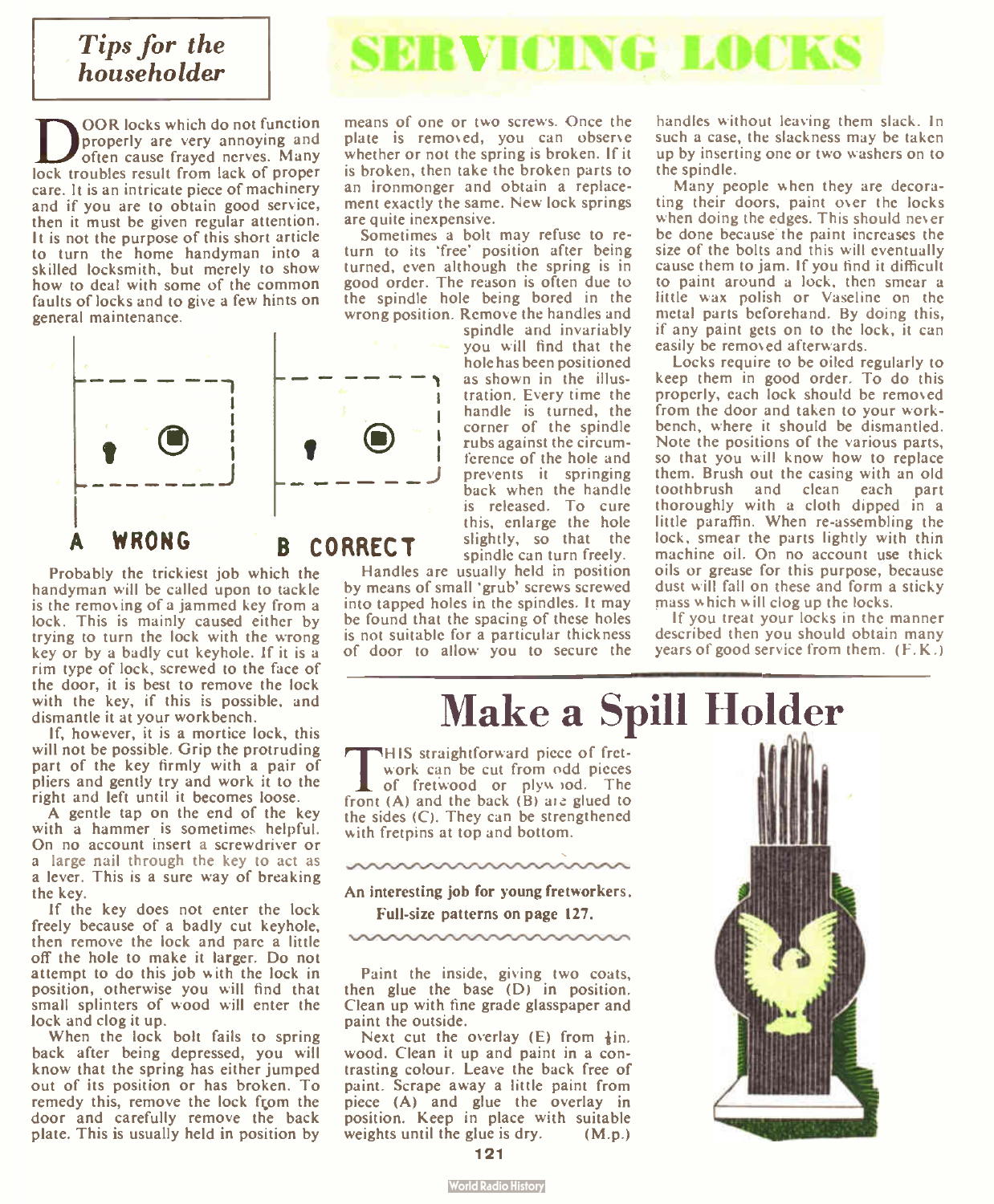*Tips for the householder*

# SERVICING LOCKS

DOOR locks which do not function properly are very annoying and often cause frayed nerves. Many lock troubles result from lack of proper care. It is an intricate piece of machinery and if you are to obtain good service, then it must be given regular attention. It is not the purpose of this short article to turn the home handyman into a skilled locksmith, but merely to show how to deal with some of the common faults of locks and to give a few hints on general maintenance.

A WRONG B CORRECT

Probably the trickiest job which the handyman will be called upon to tackle is the removing of a jammed key from a lock. This is mainly caused either by trying to turn the lock with the wrong key or by a badly cut keyhole. If it is a rim type of lock, screwed to the face of the door, it is best to remove the lock with the key, if this is possible, and dismantle it at your workbench.

If, however, it is a mortice lock, this will not be possible. Grip the protruding part of the key firmly with a pair of pliers and gently try and work it to the right and left until it becomes loose.

A gentle tap on the end of the key with a hammer is sometimes helpful. On no account insert a screwdriver or a large nail through the key to act as a lever. This is a sure way of breaking the key.

If the key does not enter the lock freely because of a badly cut keyhole, then remove the lock and pare a little off the hole to make it larger. Do not attempt to do this job with the lock in position, otherwise you will find that small splinters of wood will enter the lock and clog it up.

When the lock bolt fails to spring back after being depressed, you will know that the spring has either jumped out of its position or has broken. To remedy this, remove the lock from the door and carefully remove the back plate. This is usually held in position by means of one or two screws. Once the plate is removed, you can observe whether or not the spring is broken. If it is broken, then take the broken parts to an ironmonger and obtain a replacement exactly the same. New lock springs are quite inexpensive.

Sometimes a bolt may refuse to return to its 'free' position after being turned, even although the spring is in good order. The reason is often due to the spindle hole being bored in the wrong position. Remove the handles and spindle and invariably you will find that the hole has been positioned as shown in the illustration. Every time the handle is turned, the corner of the spindle rubs against the circumference of the hole and prevents it springing back when the handle is released. To cure this, enlarge the hole slightly, so that the spindle can turn freely.

Handles are usually held in position by means of small 'grub' screws screwed into tapped holes in the spindles. It may be found that the spacing of these holes is not suitable for a particular thickness of door to allow you to secure the handles without leaving them slack. In such a case, the slackness may be taken up by inserting one or two washers on to the spindle.

Many people when they are decorating their doors, paint over the locks when doing the edges. This should never be done because the paint increases the size of the bolts and this will eventually cause them to jam. If you find it difficult to paint around a lock, then smear a little wax polish or Vaseline on the metal parts beforehand. By doing this, if any paint gets on to the lock, it can easily be removed afterwards.

Locks require to be oiled regularly to keep them in good order. To do this properly, each lock should be removed from the door and taken to your workbench, where it should be dismantled. Note the positions of the various parts, so that you will know how to replace them. Brush out the casing with an old toothbrush and clean each part thoroughly with a cloth dipped in a little paraffin. When re-assembling the lock, smear the parts lightly with thin machine oil. On no account use thick oils or grease for this purpose, because dust will fall on these and form a sticky mass which will clog up the locks.

If you treat your locks in the manner described then you should obtain many years of good service from them. (F.K.)

# Make a Spill Holder

THIS straightforward piece of fretwork can be cut from odd pieces of fretwood or plywood. The front (A) and the back (B) are glued to the sides (C). They can be strengthened with fretpins at top and bottom.

**An interesting job for young fretworkers. Full-size patterns on page 127.**

Paint the inside, giving two coats, then glue the base (D) in position. Clean up with fine grade glasspaper and paint the outside.

Next cut the overlay (E) from ⅛in. wood. Clean it up and paint in a contrasting colour. Leave the back free of paint. Scrape away a little paint from piece (A) and glue the overlay in position. Keep in place with suitable weights until the glue is dry. (M.p.)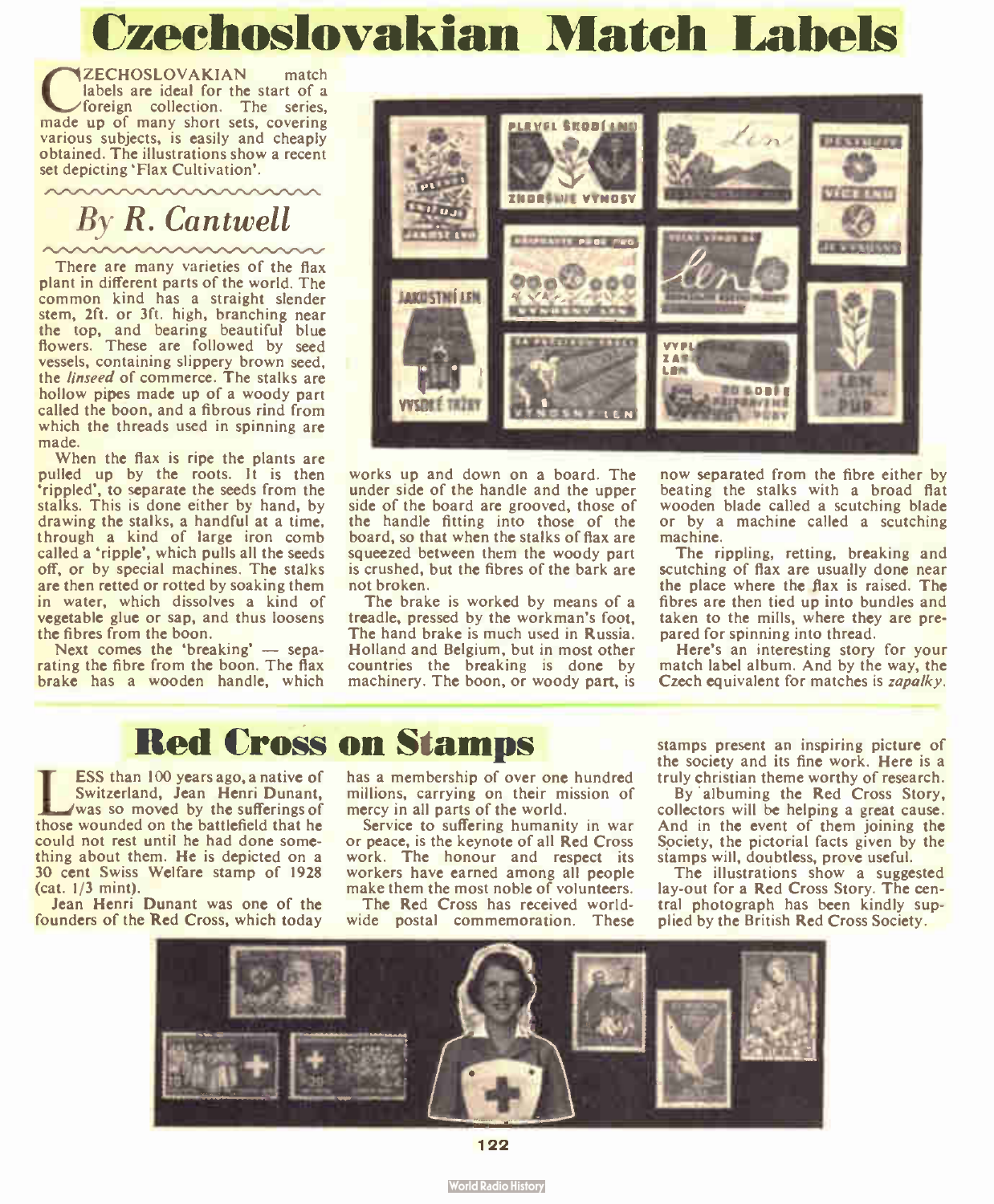# Czechoslovakian Match Labels

CZECHOSLOVAKIAN match labels are ideal for the start of a foreign collection. The series, made up of many short sets, covering various subjects, is easily and cheaply obtained. The illustrations show a recent set depicting 'Flax Cultivation'.

## *By R. Cantwell*

There are many varieties of the flax plant in different parts of the world. The common kind has a straight slender stem, 2ft. or 3ft. high, branching near the top, and bearing beautiful blue flowers. These are followed by seed vessels, containing slippery brown seed, the *linseed* of commerce. The stalks are hollow pipes made up of a woody part called the boon, and a fibrous rind from which the threads used in spinning are made.

When the flax is ripe the plants are pulled up by the roots. It is then 'rippled', to separate the seeds from the stalks. This is done either by hand, by drawing the stalks, a handful at a time, through a kind of large iron comb called a 'ripple', which pulls all the seeds off, or by special machines. The stalks are then retted or rotted by soaking them in water, which dissolves a kind of vegetable glue or sap, and thus loosens the fibres from the boon.

Next comes the 'breaking' — separating the fibre from the boon. The flax brake has a wooden handle, which works up and down on a board. The under side of the handle and the upper side of the board are grooved, those of the handle fitting into those of the board, so that when the stalks of flax are squeezed between them the woody part is crushed, but the fibres of the bark are not broken.

The brake is worked by means of a treadle, pressed by the workman's foot. The hand brake is much used in Russia, Holland and Belgium, but in most other countries the breaking is done by machinery. The boon, or woody part, is now separated from the fibre either by beating the stalks with a broad flat wooden blade called a scutching blade or by a machine called a scutching machine.

The rippling, retting, breaking and scutching of flax are usually done near the place where the flax is raised. The fibres are then tied up into bundles and taken to the mills, where they are prepared for spinning into thread.

Here's an interesting story for your match label album. And by the way, the Czech equivalent for matches is *zapalky*.

# Red Cross on Stamps

LESS than 100 years ago, a native of Switzerland, Jean Henri Dunant, was so moved by the sufferings of those wounded on the battlefield that he could not rest until he had done something about them. He is depicted on a 30 cent Swiss Welfare stamp of 1928 (cat. 1/3 mint).

Jean Henri Dunant was one of the founders of the Red Cross, which today has a membership of over one hundred millions, carrying on their mission of mercy in all parts of the world.

Service to suffering humanity in war or peace, is the keynote of all Red Cross work. The honour and respect its workers have earned among all people make them the most noble of volunteers.

The Red Cross has received worldwide postal commemoration. These stamps present an inspiring picture of the society and its fine work. Here is a truly christian theme worthy of research.

By albuming the Red Cross Story, collectors will be helping a great cause. And in the event of them joining the Society, the pictorial facts given by the stamps will, doubtless, prove useful.

The illustrations show a suggested lay-out for a Red Cross Story. The central photograph has been kindly supplied by the British Red Cross Society.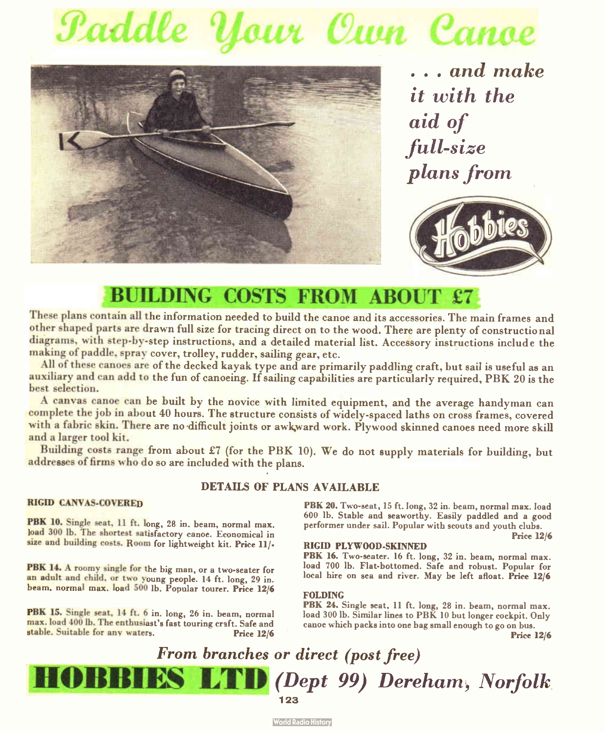# Paddle Your Own Canoe

*... and make it with the aid of full-size plans from*

Hobbies

## BUILDING COSTS FROM ABOUT £7

These plans contain all the information needed to build the canoe and its accessories. The main frames and other shaped parts are drawn full size for tracing direct on to the wood. There are plenty of constructional diagrams, with step-by-step instructions, and a detailed material list. Accessory instructions include the making of paddle, spray cover, trolley, rudder, sailing gear, etc.

All of these canoes are of the decked kayak type and are primarily paddling craft, but sail is useful as an auxiliary and can add to the fun of canoeing. If sailing capabilities are particularly required, PBK 20 is the best selection.

A canvas canoe can be built by the novice with limited equipment, and the average handyman can complete the job in about 40 hours. The structure consists of widely-spaced laths on cross frames, covered with a fabric skin. There are no difficult joints or awkward work. Plywood skinned canoes need more skill and a larger tool kit.

Building costs range from about £7 (for the PBK 10). We do not supply materials for building, but addresses of firms who do so are included with the plans.

### DETAILS OF PLANS AVAILABLE

**RIGID CANVAS-COVERED**

**PBK 10.** Single seat, 11 ft. long, 28 in. beam, normal max. load 300 lb. The shortest satisfactory canoe. Economical in size and building costs. Room for lightweight kit. **Price 11/-**

**PBK 14.** A roomy single for the big man, or a two-seater for an adult and child, or two young people. 14 ft. long, 29 in. beam, normal max. load 500 lb. Popular tourer. **Price 12/6**

**PBK 15.** Single seat, 14 ft. 6 in. long, 26 in. beam, normal max. load 400 lb. The enthusiast's fast touring craft. Safe and stable. Suitable for any waters. **Price 12/6**

**PBK 20.** Two-seat, 15 ft. long, 32 in. beam, normal max. load 600 lb. Stable and seaworthy. Easily paddled and a good performer under sail. Popular with scouts and youth clubs. **Price 12/6**

**RIGID PLYWOOD-SKINNED**

**PBK 16.** Two-seater. 16 ft. long, 32 in. beam, normal max. load 700 lb. Flat-bottomed. Safe and robust. Popular for local hire on sea and river. May be left afloat. **Price 12/6**

**FOLDING**

**PBK 24.** Single seat, 11 ft. long, 28 in. beam, normal max. load 300 lb. Similar lines to PBK 10 but longer cockpit. Only canoe which packs into one bag small enough to go on bus. **Price 12/6**

*From branches or direct (post free)*

**HOBBIES LTD** *(Dept 99) Dereham, Norfolk*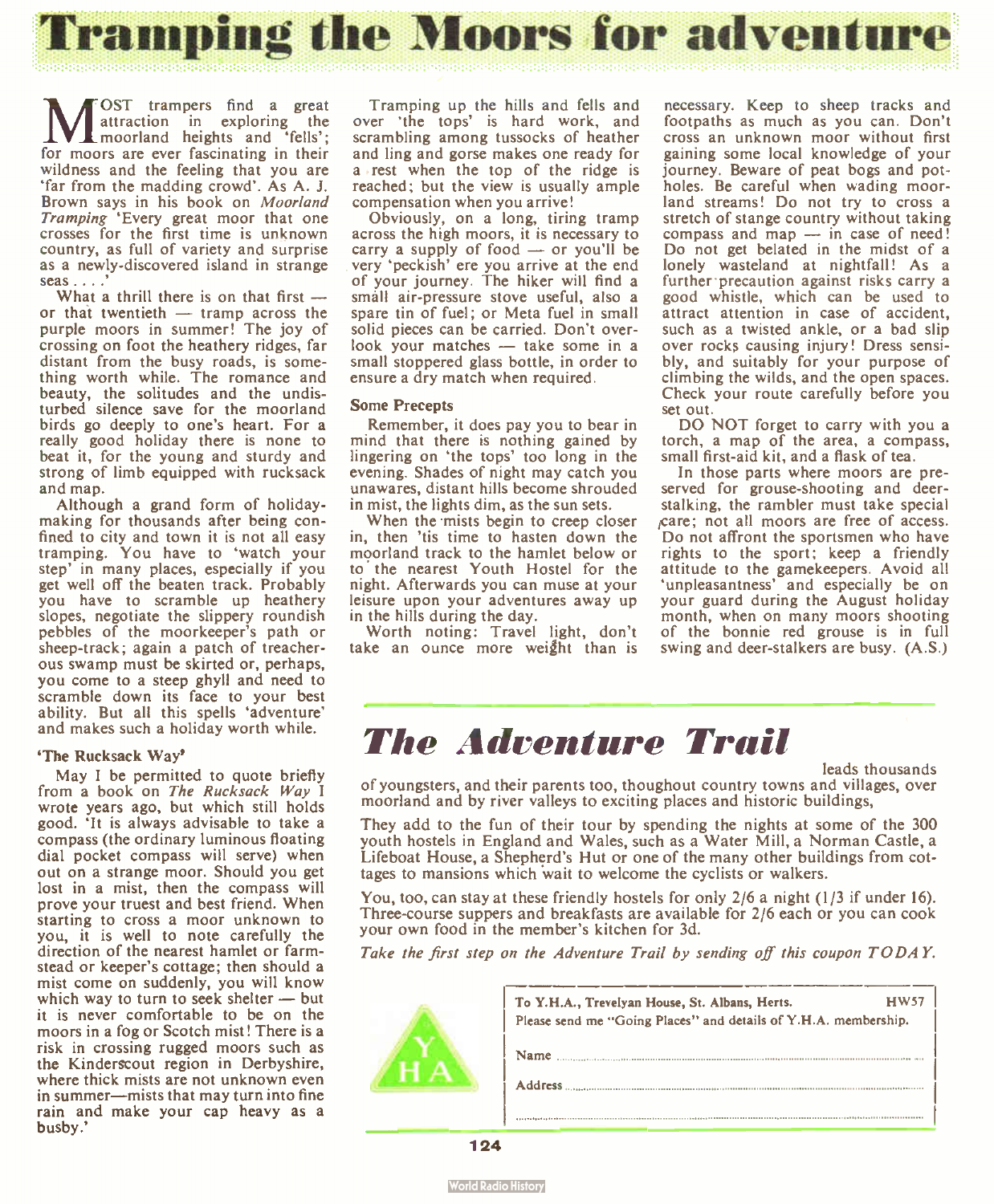# Tramping the Moors for adventure

MOST trampers find a great attraction in exploring the moorland heights and 'fells'; for moors are ever fascinating in their wildness and the feeling that you are 'far from the madding crowd'. As A. J. Brown says in his book on *Moorland Tramping* 'Every great moor that one crosses for the first time is unknown country, as full of variety and surprise as a newly-discovered island in strange seas....'

What a thrill there is on that first — or that twentieth — tramp across the purple moors in summer! The joy of crossing on foot the heathery ridges, far distant from the busy roads, is something worth while. The romance and beauty, the solitudes and the undisturbed silence save for the moorland birds go deeply to one's heart. For a really good holiday there is none to beat it, for the young and sturdy and strong of limb equipped with rucksack and map.

Although a grand form of holiday-making for thousands after being confined to city and town it is not all easy tramping. You have to 'watch your step' in many places, especially if you get well off the beaten track. Probably you have to scramble up heathery slopes, negotiate the slippery roundish pebbles of the moorkeeper's path or sheep-track; again a patch of treacherous swamp must be skirted or, perhaps, you come to a steep ghyll and need to scramble down its face to your best ability. But all this spells 'adventure' and makes such a holiday worth while.

### 'The Rucksack Way'

May I be permitted to quote briefly from a book on *The Rucksack Way* I wrote years ago, but which still holds good. 'It is always advisable to take a compass (the ordinary luminous floating dial pocket compass will serve) when out on a strange moor. Should you get lost in a mist, then the compass will prove your truest and best friend. When starting to cross a moor unknown to you, it is well to note carefully the direction of the nearest hamlet or farmstead or keeper's cottage; then should a mist come on suddenly, you will know which way to turn to seek shelter — but it is never comfortable to be on the moors in a fog or Scotch mist! There is a risk in crossing rugged moors such as the Kinderscout region in Derbyshire, where thick mists are not unknown even in summer—mists that may turn into fine rain and make your cap heavy as a busby.'

Tramping up the hills and fells and over 'the tops' is hard work, and scrambling among tussocks of heather and ling and gorse makes one ready for a rest when the top of the ridge is reached; but the view is usually ample compensation when you arrive!

Obviously, on a long, tiring tramp across the high moors, it is necessary to carry a supply of food — or you'll be very 'peckish' ere you arrive at the end of your journey. The hiker will find a small air-pressure stove useful, also a spare tin of fuel; or Meta fuel in small solid pieces can be carried. Don't overlook your matches — take some in a small stoppered glass bottle, in order to ensure a dry match when required.

### Some Precepts

Remember, it does pay you to bear in mind that there is nothing gained by lingering on 'the tops' too long in the evening. Shades of night may catch you unawares, distant hills become shrouded in mist, the lights dim, as the sun sets.

When the mists begin to creep closer in, then 'tis time to hasten down the moorland track to the hamlet below or to the nearest Youth Hostel for the night. Afterwards you can muse at your leisure upon your adventures away up in the hills during the day.

Worth noting: Travel light, don't take an ounce more weight than is necessary. Keep to sheep tracks and footpaths as much as you can. Don't cross an unknown moor without first gaining some local knowledge of your journey. Beware of peat bogs and potholes. Be careful when wading moorland streams! Do not try to cross a stretch of stange country without taking compass and map — in case of need! Do not get belated in the midst of a lonely wasteland at nightfall! As a further precaution against risks carry a good whistle, which can be used to attract attention in case of accident, such as a twisted ankle, or a bad slip over rocks causing injury! Dress sensibly, and suitably for your purpose of climbing the wilds, and the open spaces. Check your route carefully before you set out.

DO NOT forget to carry with you a torch, a map of the area, a compass, small first-aid kit, and a flask of tea.

In those parts where moors are preserved for grouse-shooting and deer-stalking, the rambler must take special care; not all moors are free of access. Do not affront the sportsmen who have rights to the sport; keep a friendly attitude to the gamekeepers. Avoid all 'unpleasantness' and especially be on your guard during the August holiday month, when on many moors shooting of the bonnie red grouse is in full swing and deer-stalkers are busy. (A.S.)

---

# The Adventure Trail

leads thousands of youngsters, and their parents too, thoughout country towns and villages, over moorland and by river valleys to exciting places and historic buildings,

They add to the fun of their tour by spending the nights at some of the 300 youth hostels in England and Wales, such as a Water Mill, a Norman Castle, a Lifeboat House, a Shepherd's Hut or one of the many other buildings from cottages to mansions which wait to welcome the cyclists or walkers.

You, too, can stay at these friendly hostels for only 2/6 a night (1/3 if under 16). Three-course suppers and breakfasts are available for 2/6 each or you can cook your own food in the member's kitchen for 3d.

*Take the first step on the Adventure Trail by sending off this coupon TODAY.*

Y H A

To Y.H.A., Trevelyan House, St. Albans, Herts. HW57

Please send me "Going Places" and details of Y.H.A. membership.

Name ..........................................

Address ..........................................

..........................................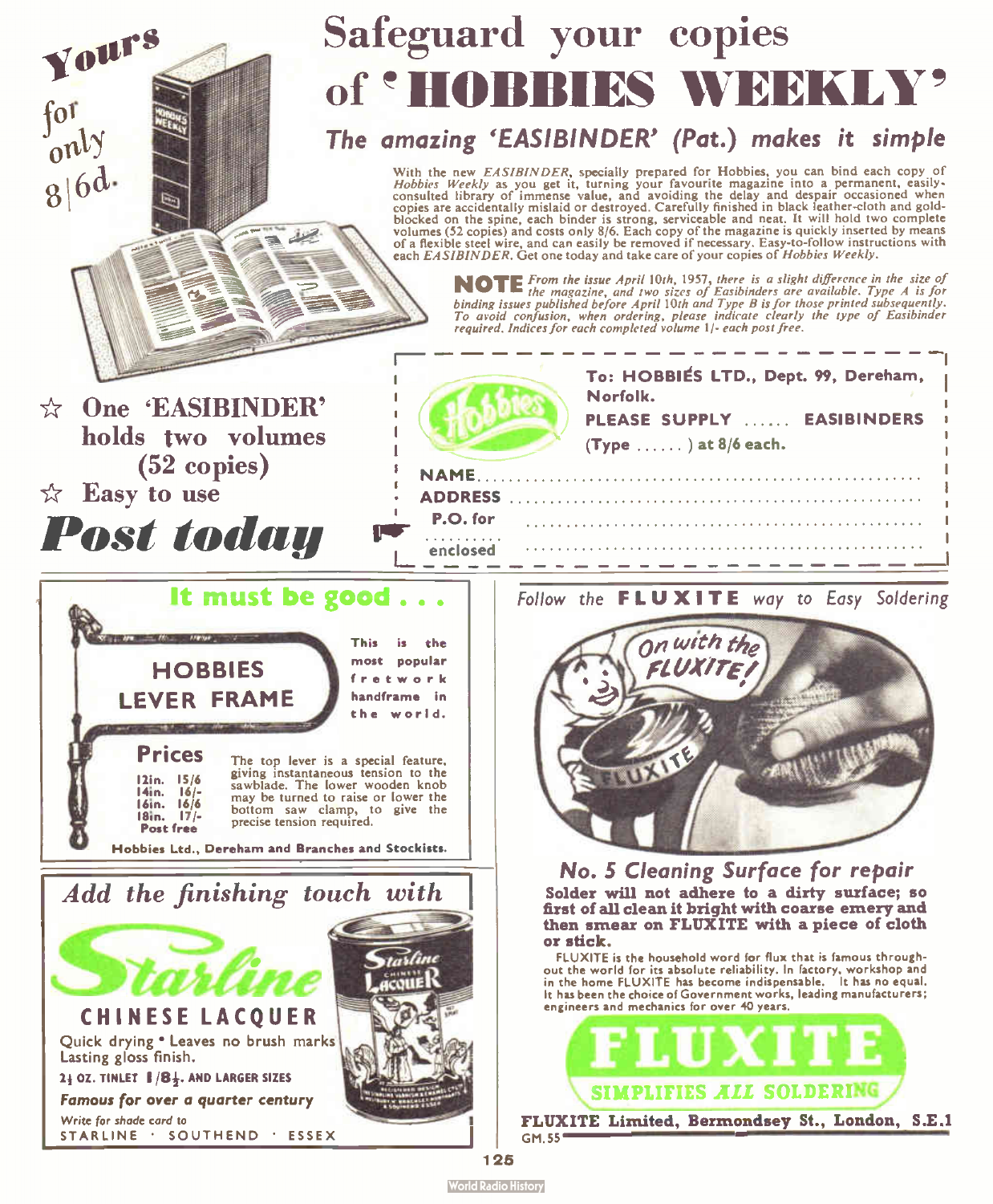# Safeguard your copies of 'HOBBIES WEEKLY'

*Yours for only 8/6d.*

## *The amazing 'EASIBINDER' (Pat.) makes it simple*

With the new *EASIBINDER*, specially prepared for Hobbies, you can bind each copy of *Hobbies Weekly* as you get it, turning your favourite magazine into a permanent, easily-consulted library of immense value, and avoiding the delay and despair occasioned when copies are accidentally mislaid or destroyed. Carefully finished in black leather-cloth and gold-blocked on the spine, each binder is strong, serviceable and neat. It will hold two complete volumes (52 copies) and costs only 8/6. Each copy of the magazine is quickly inserted by means of a flexible steel wire, and can easily be removed if necessary. Easy-to-follow instructions with each *EASIBINDER*. Get one today and take care of your copies of *Hobbies Weekly*.

**NOTE** *From the issue April 10th, 1957, there is a slight difference in the size of the magazine, and two sizes of Easibinders are available. Type A is for binding issues published before April 10th and Type B is for those printed subsequently. To avoid confusion, when ordering, please indicate clearly the type of Easibinder required. Indices for each completed volume 1/- each post free.*

- ☆ **One 'EASIBINDER' holds two volumes (52 copies)**
- ☆ **Easy to use**

## *Post today*

To: HOBBIES LTD., Dept. 99, Dereham, Norfolk.

PLEASE SUPPLY ...... EASIBINDERS (Type ......) at 8/6 each.

NAME ........................................................

ADDRESS ........................................................

P.O. for .......... enclosed ........................................................

---

## It must be good . . .

### HOBBIES LEVER FRAME

This is the most popular fretwork handframe in the world.

**Prices**

- 12in. 15/6
- 14in. 16/-
- 16in. 16/6
- 18in. 17/-

Post free

The top lever is a special feature, giving instantaneous tension to the sawblade. The lower wooden knob may be turned to raise or lower the bottom saw clamp, to give the precise tension required.

Hobbies Ltd., Dereham and Branches and Stockists.

---

## *Add the finishing touch with*

# Starline

### CHINESE LACQUER

Quick drying • Leaves no brush marks
Lasting gloss finish.

2½ OZ. TINLET 1/8½. AND LARGER SIZES

***Famous for over a quarter century***

*Write for shade card to*
STARLINE · SOUTHEND · ESSEX

---

*Follow the* **FLUXITE** *way to Easy Soldering*

### *No. 5 Cleaning Surface for repair*

**Solder will not adhere to a dirty surface; so first of all clean it bright with coarse emery and then smear on FLUXITE with a piece of cloth or stick.**

FLUXITE is the household word for flux that is famous throughout the world for its absolute reliability. In factory, workshop and in the home FLUXITE has become indispensable. It has no equal. It has been the choice of Government works, leading manufacturers; engineers and mechanics for over 40 years.

# FLUXITE

**SIMPLIFIES *ALL* SOLDERING**

**FLUXITE Limited, Bermondsey St., London, S.E.1**

GM.55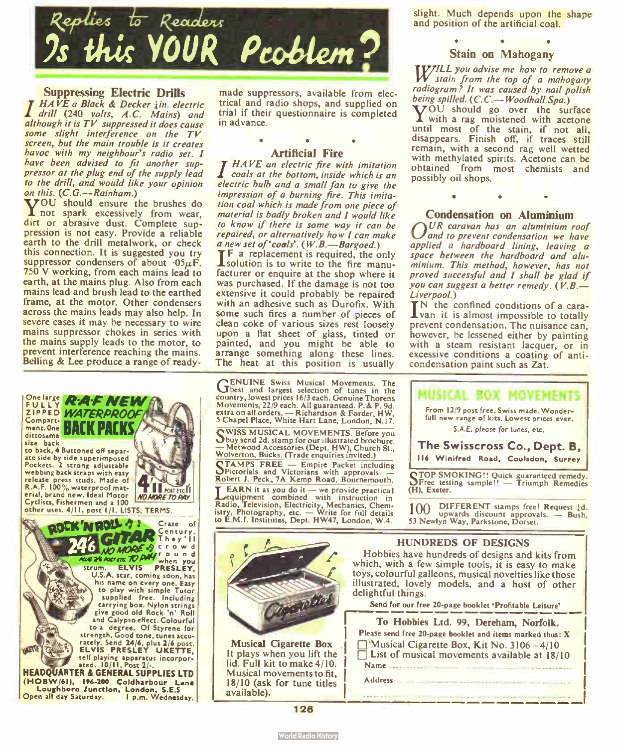# Replies to Readers
# Is this YOUR Problem?

## Suppressing Electric Drills

*I HAVE a Black & Decker ¼in. electric drill (240 volts, A.C. Mains) and although it is TV suppressed it does cause some slight interference on the TV screen, but the main trouble is it creates havoc with my neighbour's radio set. I have been advised to fit another suppressor at the plug end of the supply lead to the drill, and would like your opinion on this. (C.G.—Rainham.)*

YOU should ensure the brushes do not spark excessively from wear, dirt or abrasive dust. Complete suppression is not easy. Provide a reliable earth to the drill metalwork, or check this connection. It is suggested you try suppressor condensers of about ·05$\mu$F. 750 V working, from each mains lead to earth, at the mains plug. Also from each mains lead and brush lead to the earthed frame, at the motor. Other condensers across the mains leads may also help. In severe cases it may be necessary to wire mains suppressor chokes in series with the mains supply leads to the motor, to prevent interference reaching the mains. Belling & Lee produce a range of ready-made suppressors, available from electrical and radio shops, and supplied on trial if their questionnaire is completed in advance.

\* \* \*

## Artificial Fire

*I HAVE an electric fire with imitation coals at the bottom, inside which is an electric bulb and a small fan to give the impression of a burning fire. This imitation coal which is made from one piece of material is badly broken and I would like to know if there is some way it can be repaired, or alternatively how I can make a new set of 'coals'. (W.B.—Bargoed.)*

IF a replacement is required, the only solution is to write to the fire manufacturer or enquire at the shop where it was purchased. If the damage is not too extensive it could probably be repaired with an adhesive such as Durofix. With some such fires a number of pieces of clean coke of various sizes rest loosely upon a flat sheet of glass, tinted or painted, and you might be able to arrange something along these lines. The heat at this position is usually slight. Much depends upon the shape and position of the artificial coal.

\* \* \*

## Stain on Mahogany

*WILL you advise me how to remove a stain from the top of a mahogany radiogram? It was caused by nail polish being spilled. (C.C.—Woodhall Spa.)*

YOU should go over the surface with a rag moistened with acetone until most of the stain, if not all, disappears. Finish off, if traces still remain, with a second rag well wetted with methylated spirits. Acetone can be obtained from most chemists and possibly oil shops.

\* \* \*

## Condensation on Aluminium

*OUR caravan has an aluminium roof and to prevent condensation we have applied a hardboard lining, leaving a space between the hardboard and aluminium. This method, however, has not proved successful and I shall be glad if you can suggest a better remedy. (V.B.—Liverpool.)*

IN the confined conditions of a caravan it is almost impossible to totally prevent condensation. The nuisance can, however, be lessened either by painting with a steam resistant lacquer, or in excessive conditions a coating of anti-condensation paint such as Zat.

---

One large FULLY ZIPPED Compartment. One dittosame size back to back, 4 Buttoned off separate side by side superimposed Pockets. 2 strong adjustable webbing back straps with easy release press studs. Made of R.A.F. 100% waterproof material, brand new. Ideal Motor Cyclists, Fishermen and a 100 other uses. 4/11, post 1/1. LISTS, TERMS.

**R.A.F. NEW WATERPROOF BACK PACKS** 4/11 POST ETC 1/1 NO MORE TO PAY

**ROCK 'N ROLL GUITAR 24/6 NO MORE TO PAY** PLUS 2/6 POST ETC. Craze of Century. They'll crowd round when you strum. **ELVIS PRESLEY**, U.S.A. star, coming soon, has his name on every one. Easy to play with simple Tutor supplied free. Including carrying box. Nylon strings give good old Rock 'n' Roll and Calypso effect. Colourful to a degree. Of Styrene for strength. Good tone, tunes accurately. Send 24/6, plus 2/6 post. **ELVIS PRESLEY UKETTE**, self playing apparatus incorporated. 10/11, Post 2/-.

**HEADQUARTER & GENERAL SUPPLIES LTD** (HOBW/61), 196-200 Coldharbour Lane Loughboro Junction, London, S.E.5
Open all day Saturday. 1 p.m. Wednesday.

---

GENUINE Swiss Musical Movements. The best and largest selection of tunes in the country, lowest prices 16/3 each. Genuine Thorens Movements, 22/9 each. All guaranteed. P. & P. 9d. extra on all orders. — Richardson & Forder, HW, 5 Chapel Place, White Hart Lane, London, N.17.

SWISS MUSICAL MOVEMENTS. Before you buy send 2d. stamp for our illustrated brochure. — Metwood Accessories (Dept. HW), Church St., Wolverton, Bucks. (Trade enquiries invited.)

STAMPS FREE — Empire Packet including Pictorials and Victorians with approvals. — Robert J. Peck, 7A Kemp Road, Bournemouth.

LEARN it as you do it — we provide practical equipment combined with instruction in Radio, Television, Electricity, Mechanics, Chemistry, Photography, etc. — Write for full details to E.M.I. Institutes, Dept. HW47, London, W.4.

---

**MUSICAL BOX MOVEMENTS**

From 12/9 post free. Swiss made. Wonderful new range of kits. Lowest prices ever.

*S.A.E. please for tunes, etc.*

**The Swisscross Co., Dept. B,**
**116 Winifred Road, Coulsdon, Surrey**

STOP SMOKING!! Quick guaranteed remedy. Free testing sample!! — Triumph Remedies (H), Exeter.

100 DIFFERENT stamps free! Request ½d. upwards discount approvals. — Bush, 53 Newlyn Way, Parkstone, Dorset.

---

**HUNDREDS OF DESIGNS**

Hobbies have hundreds of designs and kits from which, with a few simple tools, it is easy to make toys, colourful galleons, musical novelties like those illustrated, lovely models, and a host of other delightful things.

**Send for our free 20-page booklet 'Profitable Leisure'**

**Musical Cigarette Box**
It plays when you lift the lid. Full kit to make 4/10. Musical movements to fit, 18/10 (ask for tune titles available).

**To Hobbies Ltd. 99, Dereham, Norfolk.**
Please send free 20-page booklet and items marked thus: X
☐ Musical Cigarette Box, Kit No. 3106 – 4/10
☐ List of musical movements available at 18/10
Name ..........
Address ..........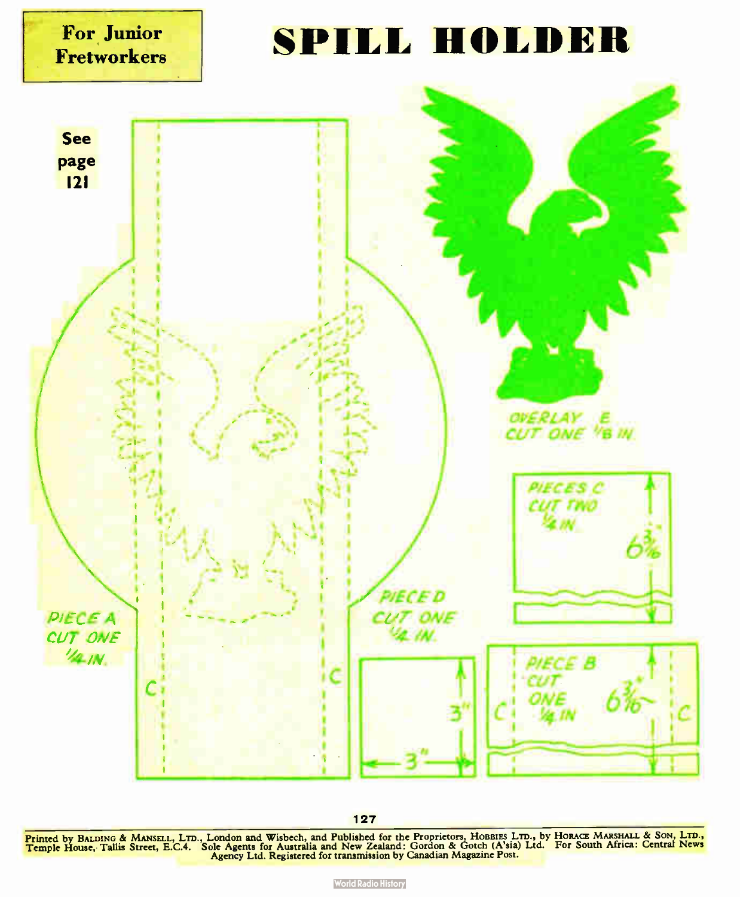For Junior Fretworkers

# SPILL HOLDER

See page 121

OVERLAY E
CUT ONE 1/8 IN.

PIECES C
CUT TWO
1/4 IN.

6 3/16"

PIECE A
CUT ONE
1/4 IN.

C

C

PIECE D
CUT ONE
1/4 IN.

3"

3"

PIECE B
CUT ONE
1/4 IN

6 3/16"

C

C

Printed by BALDING & MANSELL, LTD., London and Wisbech, and Published for the Proprietors, HOBBIES LTD., by HORACE MARSHALL & SON, LTD., Temple House, Tallis Street, E.C.4. Sole Agents for Australia and New Zealand: Gordon & Gotch (A'sia) Ltd. For South Africa: Central News Agency Ltd. Registered for transmission by Canadian Magazine Post.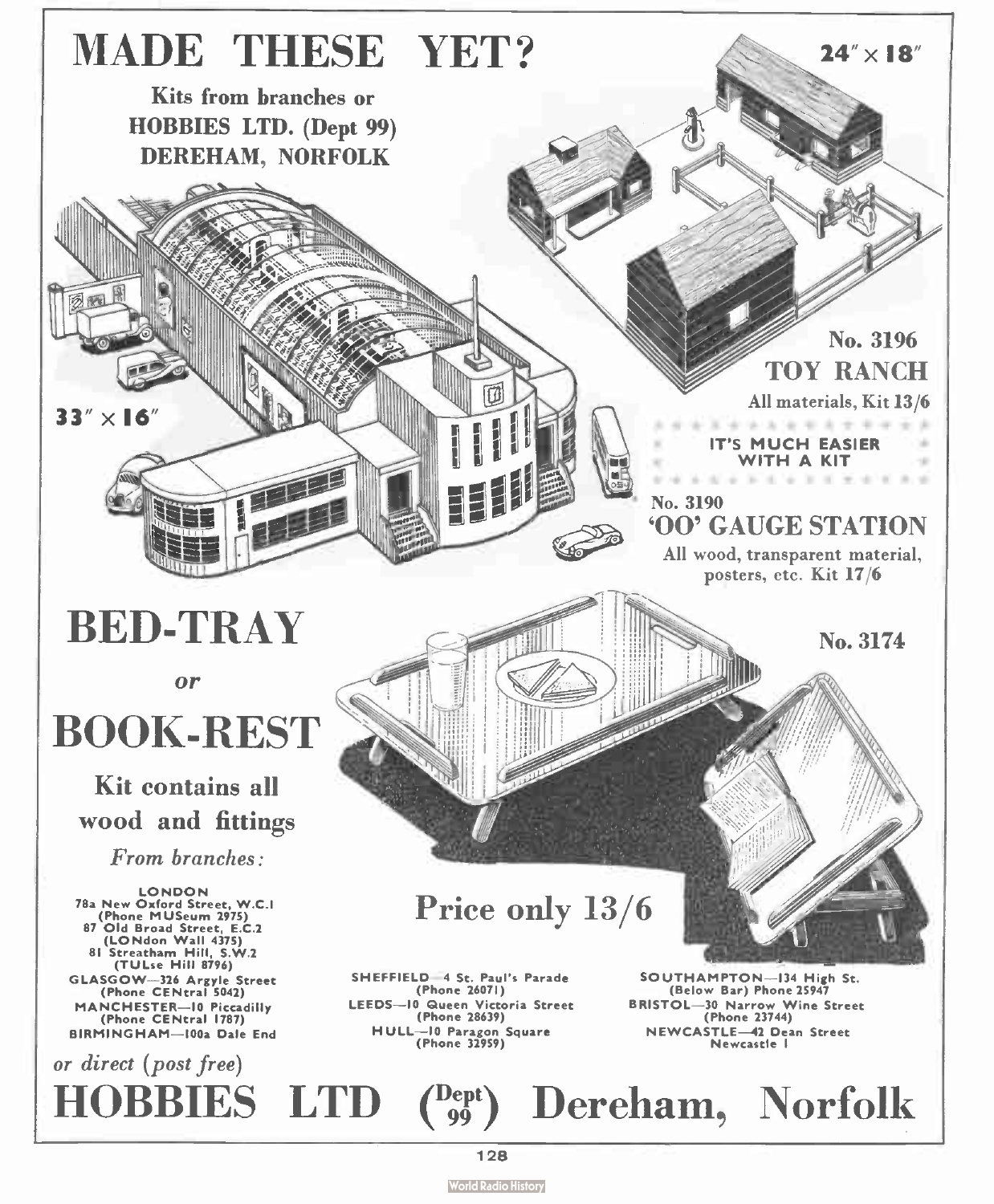# MADE THESE YET?

**Kits from branches or HOBBIES LTD. (Dept 99) DEREHAM, NORFOLK**

**24″ × 18″**

**No. 3196**
**TOY RANCH**
All materials, Kit 13/6

**IT'S MUCH EASIER WITH A KIT**

**33″ × 16″**

**No. 3190**
**'OO' GAUGE STATION**
All wood, transparent material, posters, etc. Kit 17/6

# BED-TRAY

*or*

# BOOK-REST

**No. 3174**

**Kit contains all wood and fittings**

*From branches:*

**Price only 13/6**

LONDON
78a New Oxford Street, W.C.1 (Phone MUSeum 2975)
87 Old Broad Street, E.C.2 (LONdon Wall 4375)
81 Streatham Hill, S.W.2 (TULse Hill 8796)
GLASGOW—326 Argyle Street (Phone CENtral 5042)
MANCHESTER—10 Piccadilly (Phone CENtral 1787)
BIRMINGHAM—100a Dale End

SHEFFIELD—4 St. Paul's Parade (Phone 26071)
LEEDS—10 Queen Victoria Street (Phone 28639)
HULL—10 Paragon Square (Phone 32959)

SOUTHAMPTON—134 High St. (Below Bar) Phone 25947
BRISTOL—30 Narrow Wine Street (Phone 23744)
NEWCASTLE—42 Dean Street Newcastle 1

*or direct (post free)*

# HOBBIES LTD (Dept 99) Dereham, Norfolk